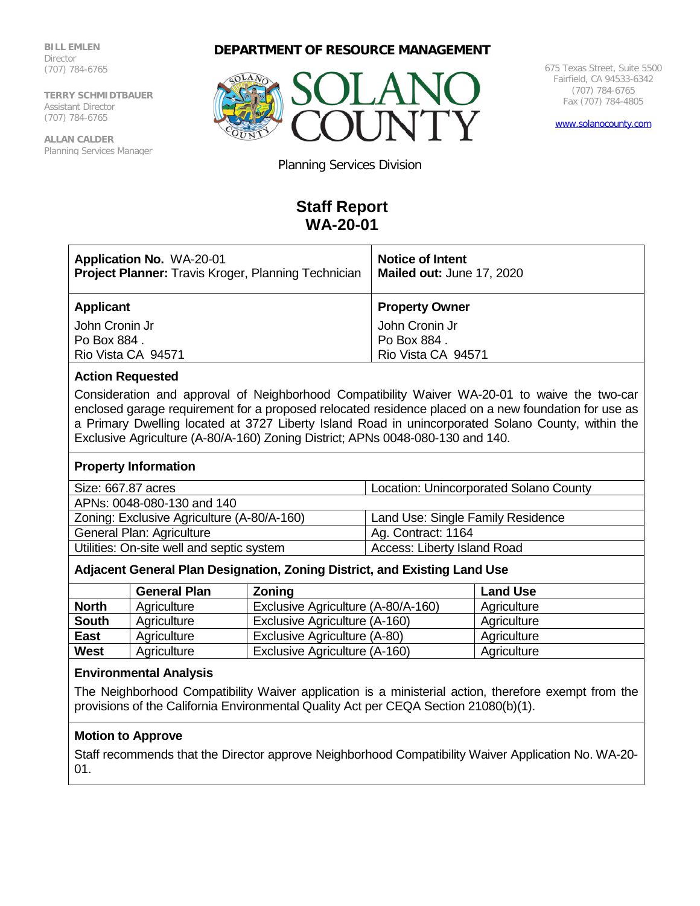**BILL EMLEN**
Director
(707) 784-6765

**TERRY SCHMIDTBAUER**
Assistant Director
(707) 784-6765

**ALLAN CALDER**
Planning Services Manager

**DEPARTMENT OF RESOURCE MANAGEMENT**

SOLANO COUNTY

Planning Services Division

675 Texas Street, Suite 5500
Fairfield, CA 94533-6342
(707) 784-6765
Fax (707) 784-4805

www.solanocounty.com

# Staff Report
# WA-20-01

| **Application No.** WA-20-01<br>**Project Planner:** Travis Kroger, Planning Technician | **Notice of Intent**<br>**Mailed out:** June 17, 2020 |
|---|---|
| **Applicant**<br>John Cronin Jr<br>Po Box 884 .<br>Rio Vista CA 94571 | **Property Owner**<br>John Cronin Jr<br>Po Box 884 .<br>Rio Vista CA 94571 |

### Action Requested

Consideration and approval of Neighborhood Compatibility Waiver WA-20-01 to waive the two-car enclosed garage requirement for a proposed relocated residence placed on a new foundation for use as a Primary Dwelling located at 3727 Liberty Island Road in unincorporated Solano County, within the Exclusive Agriculture (A-80/A-160) Zoning District; APNs 0048-080-130 and 140.

### Property Information

| Size: 667.87 acres | Location: Unincorporated Solano County |
|---|---|
| APNs: 0048-080-130 and 140 | |
| Zoning: Exclusive Agriculture (A-80/A-160) | Land Use: Single Family Residence |
| General Plan: Agriculture | Ag. Contract: 1164 |
| Utilities: On-site well and septic system | Access: Liberty Island Road |

### Adjacent General Plan Designation, Zoning District, and Existing Land Use

| | General Plan | Zoning | Land Use |
|---|---|---|---|
| **North** | Agriculture | Exclusive Agriculture (A-80/A-160) | Agriculture |
| **South** | Agriculture | Exclusive Agriculture (A-160) | Agriculture |
| **East** | Agriculture | Exclusive Agriculture (A-80) | Agriculture |
| **West** | Agriculture | Exclusive Agriculture (A-160) | Agriculture |

### Environmental Analysis

The Neighborhood Compatibility Waiver application is a ministerial action, therefore exempt from the provisions of the California Environmental Quality Act per CEQA Section 21080(b)(1).

### Motion to Approve

Staff recommends that the Director approve Neighborhood Compatibility Waiver Application No. WA-20-01.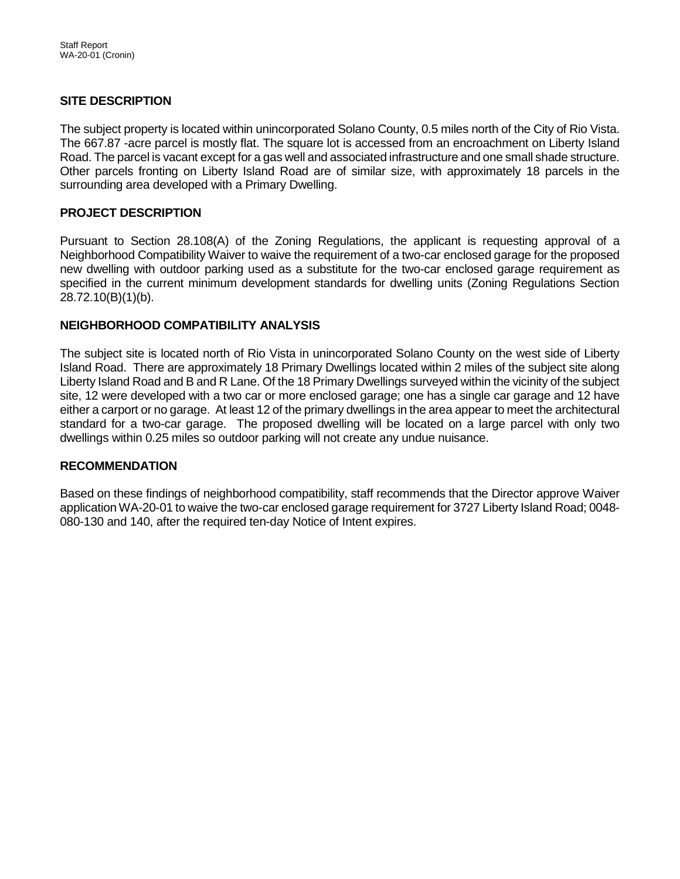## SITE DESCRIPTION

The subject property is located within unincorporated Solano County, 0.5 miles north of the City of Rio Vista. The 667.87 -acre parcel is mostly flat. The square lot is accessed from an encroachment on Liberty Island Road. The parcel is vacant except for a gas well and associated infrastructure and one small shade structure. Other parcels fronting on Liberty Island Road are of similar size, with approximately 18 parcels in the surrounding area developed with a Primary Dwelling.

## PROJECT DESCRIPTION

Pursuant to Section 28.108(A) of the Zoning Regulations, the applicant is requesting approval of a Neighborhood Compatibility Waiver to waive the requirement of a two-car enclosed garage for the proposed new dwelling with outdoor parking used as a substitute for the two-car enclosed garage requirement as specified in the current minimum development standards for dwelling units (Zoning Regulations Section 28.72.10(B)(1)(b).

## NEIGHBORHOOD COMPATIBILITY ANALYSIS

The subject site is located north of Rio Vista in unincorporated Solano County on the west side of Liberty Island Road. There are approximately 18 Primary Dwellings located within 2 miles of the subject site along Liberty Island Road and B and R Lane. Of the 18 Primary Dwellings surveyed within the vicinity of the subject site, 12 were developed with a two car or more enclosed garage; one has a single car garage and 12 have either a carport or no garage. At least 12 of the primary dwellings in the area appear to meet the architectural standard for a two-car garage. The proposed dwelling will be located on a large parcel with only two dwellings within 0.25 miles so outdoor parking will not create any undue nuisance.

## RECOMMENDATION

Based on these findings of neighborhood compatibility, staff recommends that the Director approve Waiver application WA-20-01 to waive the two-car enclosed garage requirement for 3727 Liberty Island Road; 0048-080-130 and 140, after the required ten-day Notice of Intent expires.